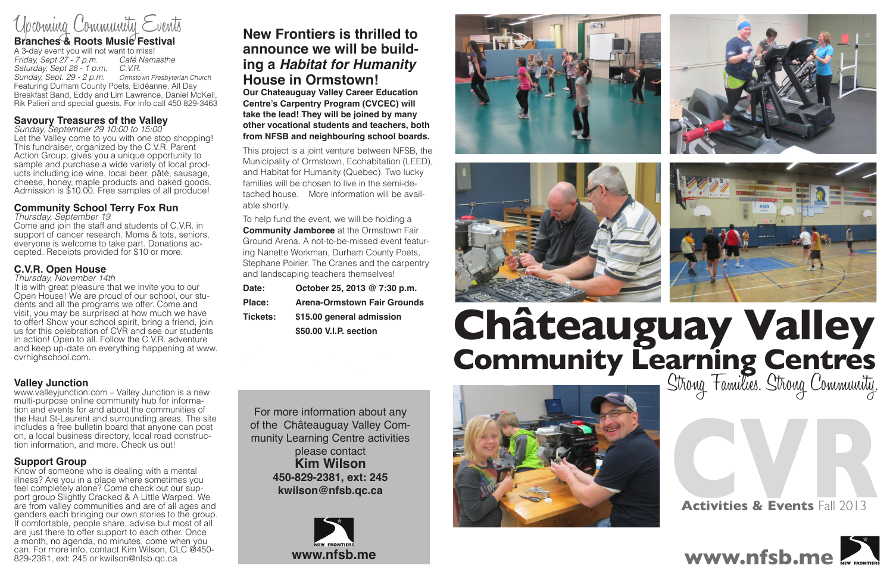# Upcoming Community Events

## Branches & Roots Music Festival

A 3-day event you will not want to miss!

*Friday, Sept 27 - 7 p.m.* *Café Namasthe*
*Saturday, Sept 28 - 1 p.m.* *C.V.R.*
*Sunday, Sept. 29 - 2 p.m.* *Ormstown Presbyterian Church*

Featuring Durham County Poets, Eldéanne, All Day Breakfast Band, Eddy and Lim Lawrence, Daniel McKell, Rik Palieri and special guests. For info call 450 829-3463

## Savoury Treasures of the Valley

*Sunday, September 29 10:00 to 15:00*

Let the Valley come to you with one stop shopping! This fundraiser, organized by the C.V.R. Parent Action Group, gives you a unique opportunity to sample and purchase a wide variety of local products including ice wine, local beer, pâté, sausage, cheese, honey, maple products and baked goods. Admission is $10.00. Free samples of all produce!

## Community School Terry Fox Run

*Thursday, September 19*

Come and join the staff and students of C.V.R. in support of cancer research. Moms & tots, seniors, everyone is welcome to take part. Donations accepted. Receipts provided for $10 or more.

## C.V.R. Open House

*Thursday, November 14th*

It is with great pleasure that we invite you to our Open House! We are proud of our school, our students and all the programs we offer. Come and visit, you may be surprised at how much we have to offer! Show your school spirit, bring a friend, join us for this celebration of CVR and see our students in action! Open to all. Follow the C.V.R. adventure and keep up-date on everything happening at www.cvrhighschool.com.

## Valley Junction

www.valleyjunction.com – Valley Junction is a new multi-purpose online community hub for information and events for and about the communities of the Haut St-Laurent and surrounding areas. The site includes a free bulletin board that anyone can post on, a local business directory, local road construction information, and more. Check us out!

## Support Group

Know of someone who is dealing with a mental illness? Are you in a place where sometimes you feel completely alone? Come check out our support group Slightly Cracked & A Little Warped. We are from valley communities and are of all ages and genders each bringing our own stories to the group. If comfortable, people share, advise but most of all are just there to offer support to each other. Once a month, no agenda, no minutes, come when you can. For more info, contact Kim Wilson, CLC @450-829-2381, ext: 245 or kwilson@nfsb.qc.ca

# New Frontiers is thrilled to announce we will be building a *Habitat for Humanity* House in Ormstown!

**Our Chateauguay Valley Career Education Centre's Carpentry Program (CVCEC) will take the lead! They will be joined by many other vocational students and teachers, both from NFSB and neighbouring school boards.**

This project is a joint venture between NFSB, the Municipality of Ormstown, Ecohabitation (LEED), and Habitat for Humanity (Quebec). Two lucky families will be chosen to live in the semi-detached house. More information will be available shortly.

To help fund the event, we will be holding a **Community Jamboree** at the Ormstown Fair Ground Arena. A not-to-be-missed event featuring Nanette Workman, Durham County Poets, Stephane Poirier, The Cranes and the carpentry and landscaping teachers themselves!

**Date:** **October 25, 2013 @ 7:30 p.m.**
**Place:** **Arena-Ormstown Fair Grounds**
**Tickets:** **$15.00 general admission**
**$50.00 V.I.P. section**

For more information about any of the Châteauguay Valley Community Learning Centre activities please contact
**Kim Wilson**
**450-829-2381, ext: 245**
**kwilson@nfsb.qc.ca**

NEW FRONTIERS
**www.nfsb.me**

# Châteauguay Valley Community Learning Centres

Strong Families. Strong Community.

CVR

**Activities & Events** Fall 2013

**www.nfsb.me** NEW FRONTIERS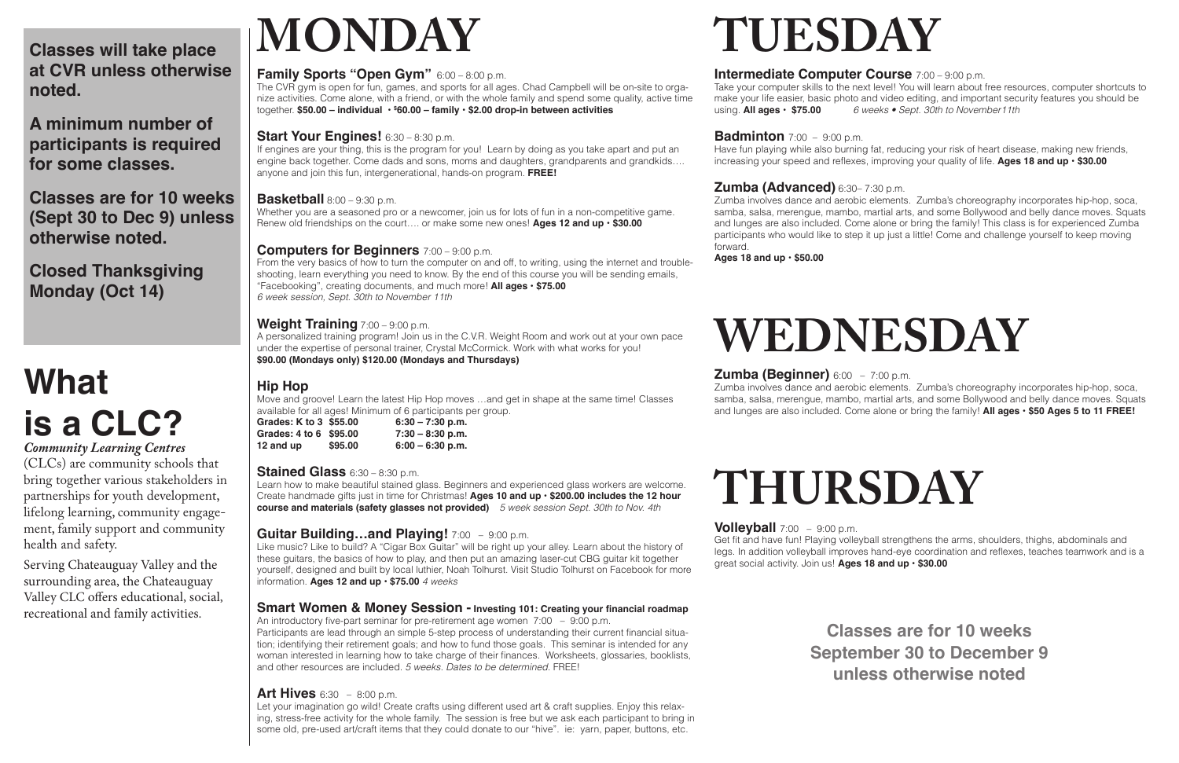**Classes will take place at CVR unless otherwise noted.**

**A minimum number of participants is required for some classes.**

**Classes are for 10 weeks (Sept 30 to Dec 9) unless otherwise noted.**

**Closed Thanksgiving Monday (Oct 14)**

# What is a CLC?

***Community Learning Centres***

(CLCs) are community schools that bring together various stakeholders in partnerships for youth development, lifelong learning, community engagement, family support and community health and safety.

Serving Chateauguay Valley and the surrounding area, the Chateauguay Valley CLC offers educational, social, recreational and family activities.

# MONDAY

### Family Sports "Open Gym" 6:00 – 8:00 p.m.

The CVR gym is open for fun, games, and sports for all ages. Chad Campbell will be on-site to organize activities. Come alone, with a friend, or with the whole family and spend some quality, active time together. **$50.00 – individual • $60.00 – family • $2.00 drop-in between activities**

### Start Your Engines! 6:30 – 8:30 p.m.

If engines are your thing, this is the program for you! Learn by doing as you take apart and put an engine back together. Come dads and sons, moms and daughters, grandparents and grandkids…. anyone and join this fun, intergenerational, hands-on program. **FREE!**

### Basketball 8:00 – 9:30 p.m.

Whether you are a seasoned pro or a newcomer, join us for lots of fun in a non-competitive game. Renew old friendships on the court…. or make some new ones! **Ages 12 and up • $30.00**

### Computers for Beginners 7:00 – 9:00 p.m.

From the very basics of how to turn the computer on and off, to writing, using the internet and trouble-shooting, learn everything you need to know. By the end of this course you will be sending emails, "Facebooking", creating documents, and much more! **All ages • $75.00**
*6 week session, Sept. 30th to November 11th*

### Weight Training 7:00 – 9:00 p.m.

A personalized training program! Join us in the C.V.R. Weight Room and work out at your own pace under the expertise of personal trainer, Crystal McCormick. Work with what works for you!
**$90.00 (Mondays only) $120.00 (Mondays and Thursdays)**

### Hip Hop

Move and groove! Learn the latest Hip Hop moves …and get in shape at the same time! Classes available for all ages! Minimum of 6 participants per group.

| | | |
|---|---|---|
| **Grades: K to 3** | **$55.00** | **6:30 – 7:30 p.m.** |
| **Grades: 4 to 6** | **$95.00** | **7:30 – 8:30 p.m.** |
| **12 and up** | **$95.00** | **6:00 – 6:30 p.m.** |

### Stained Glass 6:30 – 8:30 p.m.

Learn how to make beautiful stained glass. Beginners and experienced glass workers are welcome. Create handmade gifts just in time for Christmas! **Ages 10 and up • $200.00 includes the 12 hour course and materials (safety glasses not provided)** *5 week session Sept. 30th to Nov. 4th*

### Guitar Building…and Playing! 7:00 – 9:00 p.m.

Like music? Like to build? A "Cigar Box Guitar" will be right up your alley. Learn about the history of these guitars, the basics of how to play, and then put an amazing laser-cut CBG guitar kit together yourself, designed and built by local luthier, Noah Tolhurst. Visit Studio Tolhurst on Facebook for more information. **Ages 12 and up • $75.00** *4 weeks*

### Smart Women & Money Session - Investing 101: Creating your financial roadmap

An introductory five-part seminar for pre-retirement age women 7:00 – 9:00 p.m.
Participants are lead through an simple 5-step process of understanding their current financial situation; identifying their retirement goals; and how to fund those goals. This seminar is intended for any woman interested in learning how to take charge of their finances. Worksheets, glossaries, booklists, and other resources are included. *5 weeks. Dates to be determined.* FREE!

### Art Hives 6:30 – 8:00 p.m.

Let your imagination go wild! Create crafts using different used art & craft supplies. Enjoy this relaxing, stress-free activity for the whole family. The session is free but we ask each participant to bring in some old, pre-used art/craft items that they could donate to our "hive". ie: yarn, paper, buttons, etc.

# TUESDAY

### Intermediate Computer Course 7:00 – 9:00 p.m.

Take your computer skills to the next level! You will learn about free resources, computer shortcuts to make your life easier, basic photo and video editing, and important security features you should be using. **All ages • $75.00** *6 weeks • Sept. 30th to November11th*

### Badminton 7:00 – 9:00 p.m.

Have fun playing while also burning fat, reducing your risk of heart disease, making new friends, increasing your speed and reflexes, improving your quality of life. **Ages 18 and up • $30.00**

### Zumba (Advanced) 6:30– 7:30 p.m.

Zumba involves dance and aerobic elements. Zumba's choreography incorporates hip-hop, soca, samba, salsa, merengue, mambo, martial arts, and some Bollywood and belly dance moves. Squats and lunges are also included. Come alone or bring the family! This class is for experienced Zumba participants who would like to step it up just a little! Come and challenge yourself to keep moving forward.
**Ages 18 and up • $50.00**

# WEDNESDAY

### Zumba (Beginner) 6:00 – 7:00 p.m.

Zumba involves dance and aerobic elements. Zumba's choreography incorporates hip-hop, soca, samba, salsa, merengue, mambo, martial arts, and some Bollywood and belly dance moves. Squats and lunges are also included. Come alone or bring the family! **All ages • $50 Ages 5 to 11 FREE!**

# THURSDAY

### Volleyball 7:00 – 9:00 p.m.

Get fit and have fun! Playing volleyball strengthens the arms, shoulders, thighs, abdominals and legs. In addition volleyball improves hand-eye coordination and reflexes, teaches teamwork and is a great social activity. Join us! **Ages 18 and up • $30.00**

**Classes are for 10 weeks September 30 to December 9 unless otherwise noted**